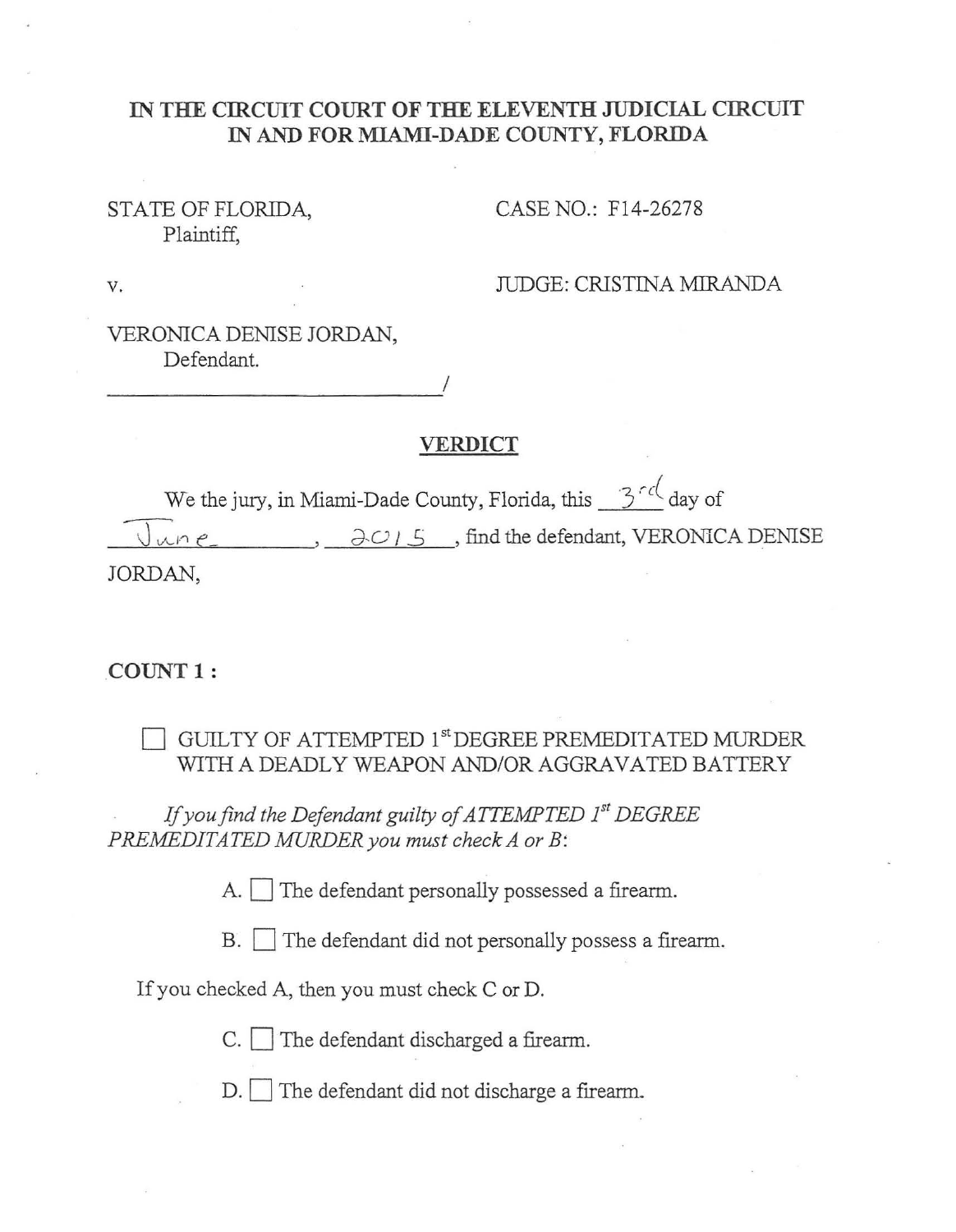**IN THE CIRCUIT COURT OF THE ELEVENTH JUDICIAL CIRCUIT IN AND FOR MIAMI-DADE COUNTY, FLORIDA**

STATE OF FLORIDA,
Plaintiff,

CASE NO.: F14-26278

v.

JUDGE: CRISTINA MIRANDA

VERONICA DENISE JORDAN,
Defendant.
_______________________________/

## VERDICT

We the jury, in Miami-Dade County, Florida, this 3rd day of June, 2015, find the defendant, VERONICA DENISE JORDAN,

**COUNT 1 :**

☐ GUILTY OF ATTEMPTED 1st DEGREE PREMEDITATED MURDER WITH A DEADLY WEAPON AND/OR AGGRAVATED BATTERY

*If you find the Defendant guilty of ATTEMPTED 1st DEGREE PREMEDITATED MURDER you must check A or B*:

A. ☐ The defendant personally possessed a firearm.

B. ☐ The defendant did not personally possess a firearm.

If you checked A, then you must check C or D.

C. ☐ The defendant discharged a firearm.

D. ☐ The defendant did not discharge a firearm.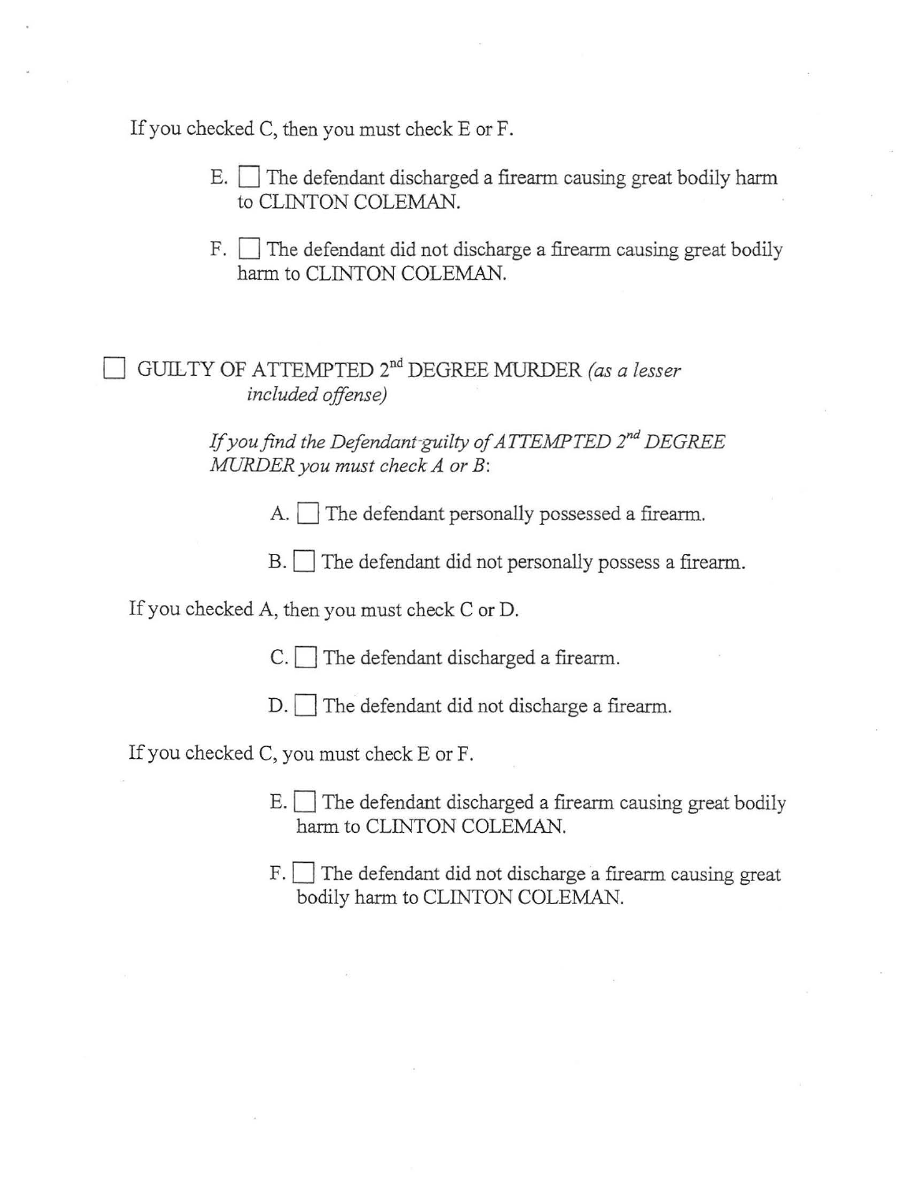If you checked C, then you must check E or F.

E. ☐ The defendant discharged a firearm causing great bodily harm to CLINTON COLEMAN.

F. ☐ The defendant did not discharge a firearm causing great bodily harm to CLINTON COLEMAN.

☐ GUILTY OF ATTEMPTED 2$^{nd}$ DEGREE MURDER *(as a lesser included offense)*

*If you find the Defendant guilty of ATTEMPTED 2$^{nd}$ DEGREE MURDER you must check A or B*:

A. ☐ The defendant personally possessed a firearm.

B. ☐ The defendant did not personally possess a firearm.

If you checked A, then you must check C or D.

C. ☐ The defendant discharged a firearm.

D. ☐ The defendant did not discharge a firearm.

If you checked C, you must check E or F.

E. ☐ The defendant discharged a firearm causing great bodily harm to CLINTON COLEMAN.

F. ☐ The defendant did not discharge a firearm causing great bodily harm to CLINTON COLEMAN.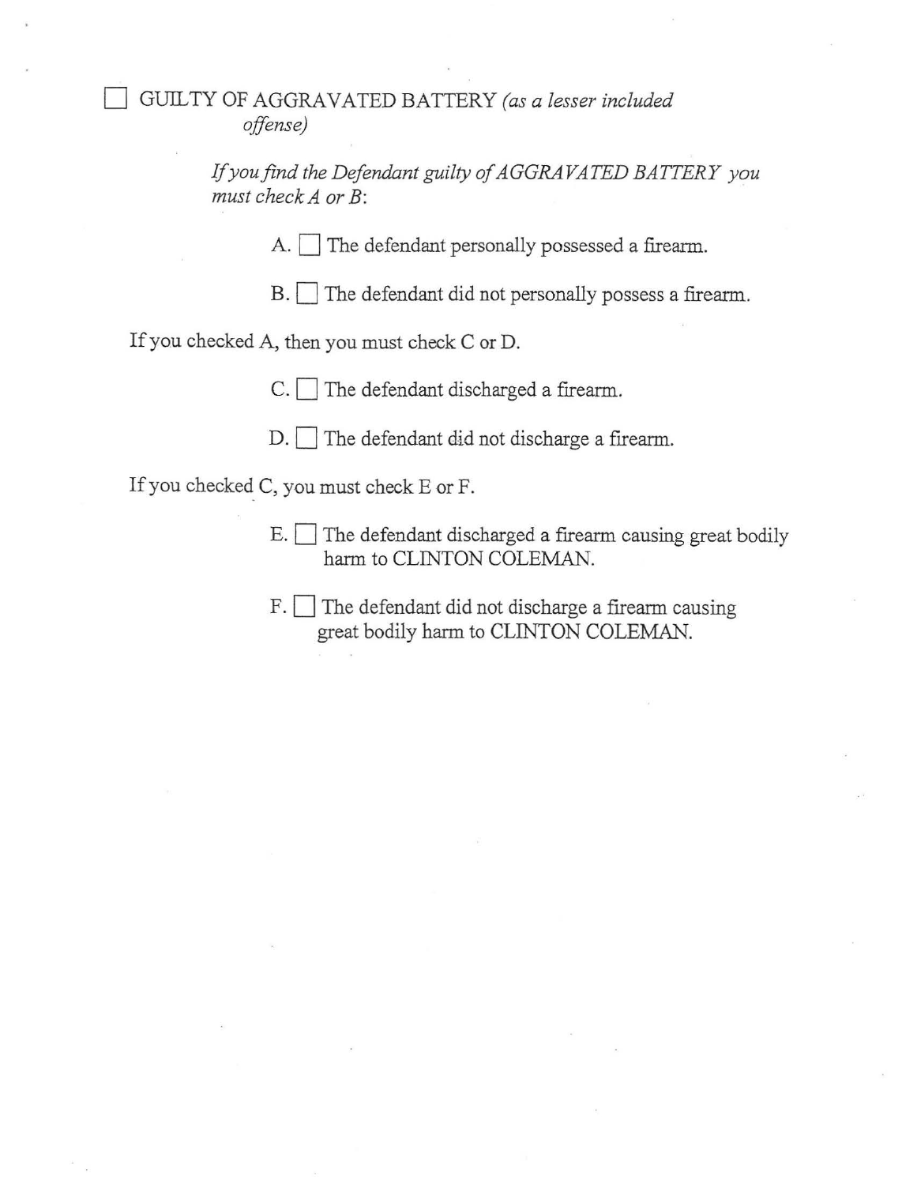☐ GUILTY OF AGGRAVATED BATTERY *(as a lesser included offense)*

*If you find the Defendant guilty of AGGRAVATED BATTERY you must check A or B:*

A. ☐ The defendant personally possessed a firearm.

B. ☐ The defendant did not personally possess a firearm.

If you checked A, then you must check C or D.

C. ☐ The defendant discharged a firearm.

D. ☐ The defendant did not discharge a firearm.

If you checked C, you must check E or F.

E. ☐ The defendant discharged a firearm causing great bodily harm to CLINTON COLEMAN.

F. ☐ The defendant did not discharge a firearm causing great bodily harm to CLINTON COLEMAN.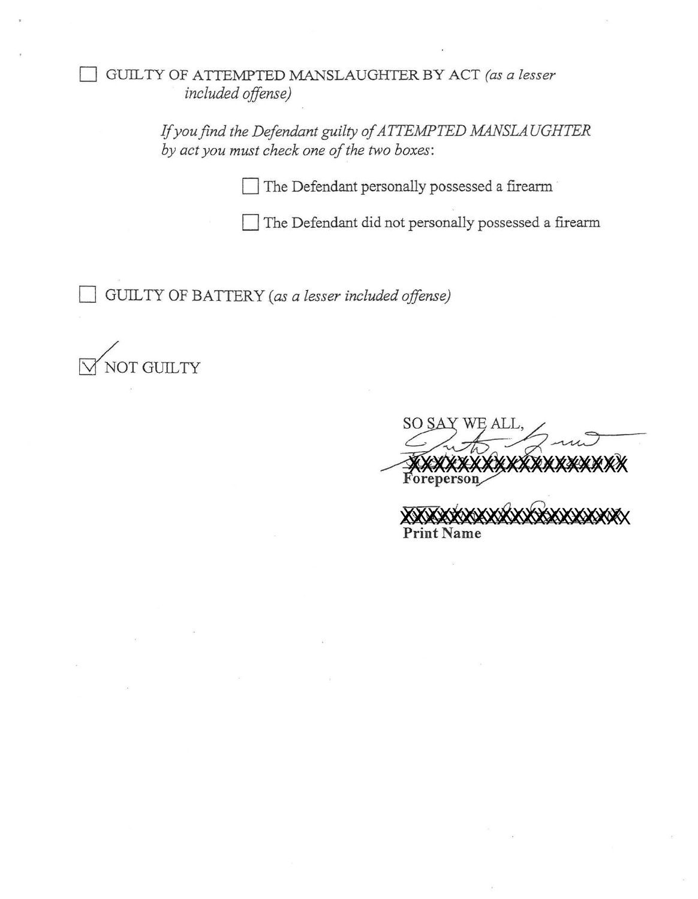☐ GUILTY OF ATTEMPTED MANSLAUGHTER BY ACT *(as a lesser included offense)*

*If you find the Defendant guilty of ATTEMPTED MANSLAUGHTER by act you must check one of the two boxes*:

☐ The Defendant personally possessed a firearm

☐ The Defendant did not personally possessed a firearm

☐ GUILTY OF BATTERY *(as a lesser included offense)*

☑ NOT GUILTY

SO SAY WE ALL,

XXXXXXXXXXXXXXXXXX
**Foreperson**

XXXXXXXXXXXXXXXXXXX
**Print Name**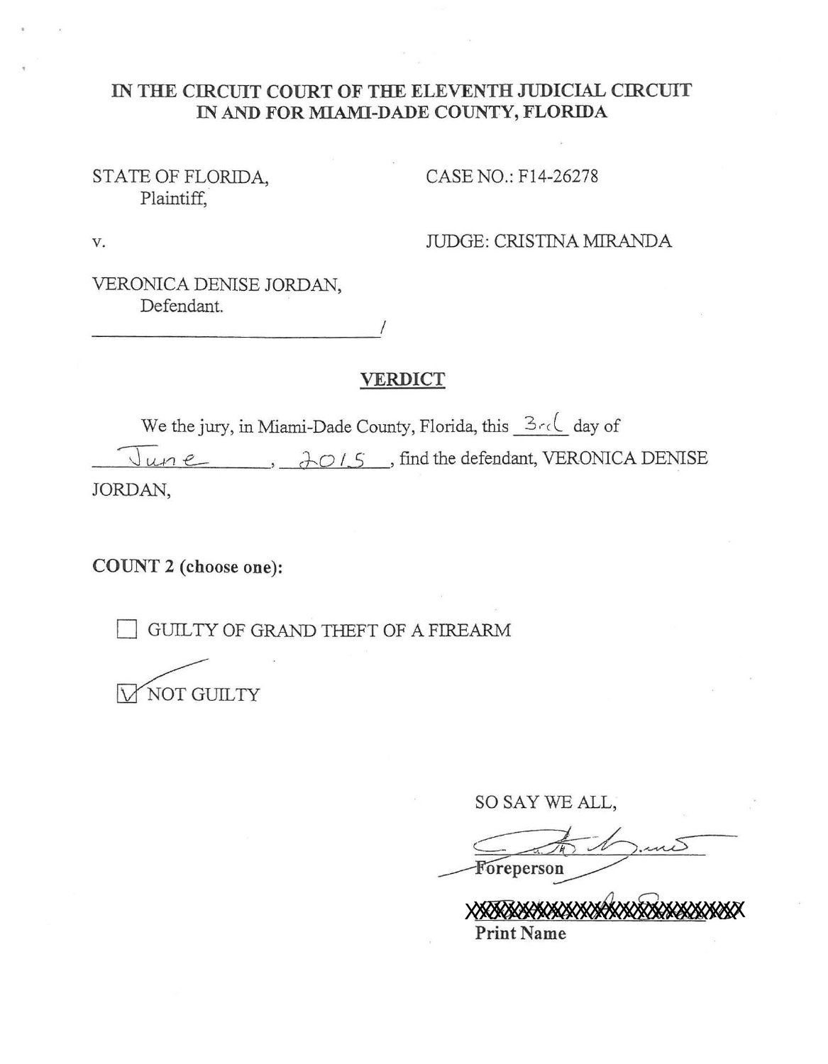**IN THE CIRCUIT COURT OF THE ELEVENTH JUDICIAL CIRCUIT IN AND FOR MIAMI-DADE COUNTY, FLORIDA**

STATE OF FLORIDA,
Plaintiff,

CASE NO.: F14-26278

v.

JUDGE: CRISTINA MIRANDA

VERONICA DENISE JORDAN,
Defendant.
_______________________________/

## VERDICT

We the jury, in Miami-Dade County, Florida, this 3rd day of June, 2015, find the defendant, VERONICA DENISE JORDAN,

**COUNT 2 (choose one):**

☐ GUILTY OF GRAND THEFT OF A FIREARM

☑ NOT GUILTY

SO SAY WE ALL,

[signature]
**Foreperson**

XXXXXXXXXXXXXXXXXXXXXXXXXX
**Print Name**